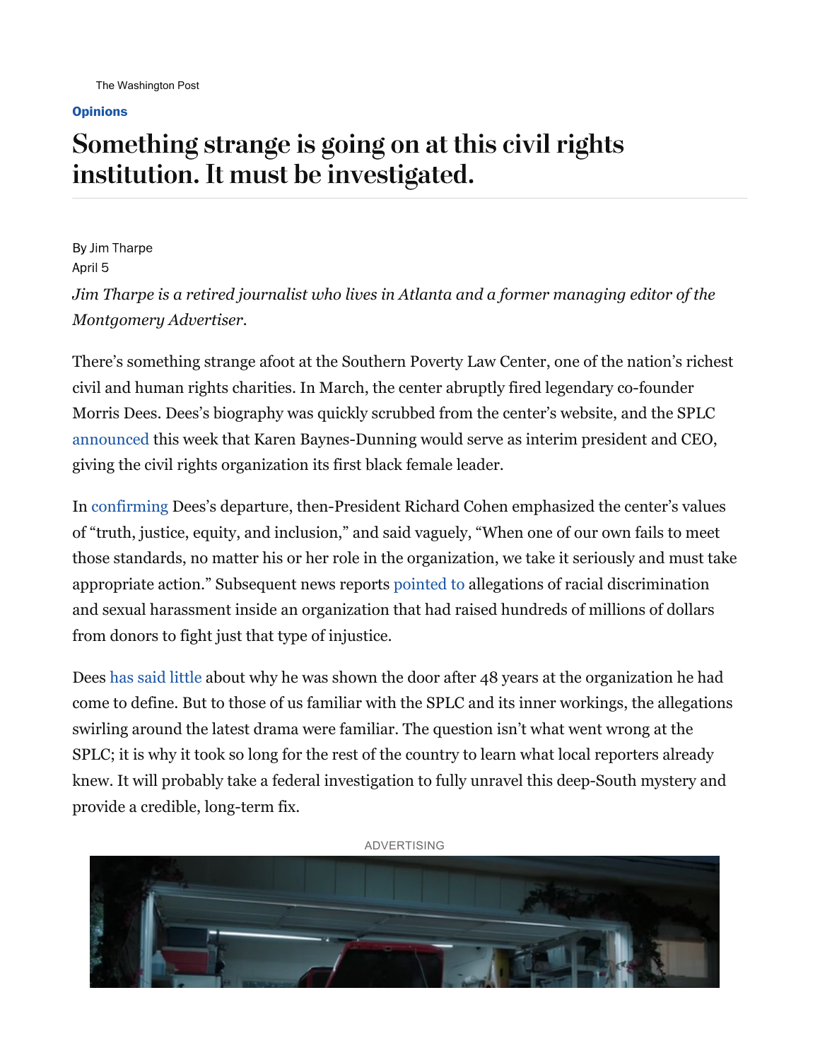The Washington Post

**Opinions**

# Something strange is going on at this civil rights institution. It must be investigated.

By Jim Tharpe
April 5

*Jim Tharpe is a retired journalist who lives in Atlanta and a former managing editor of the Montgomery Advertiser.*

There's something strange afoot at the Southern Poverty Law Center, one of the nation's richest civil and human rights charities. In March, the center abruptly fired legendary co-founder Morris Dees. Dees's biography was quickly scrubbed from the center's website, and the SPLC announced this week that Karen Baynes-Dunning would serve as interim president and CEO, giving the civil rights organization its first black female leader.

In confirming Dees's departure, then-President Richard Cohen emphasized the center's values of "truth, justice, equity, and inclusion," and said vaguely, "When one of our own fails to meet those standards, no matter his or her role in the organization, we take it seriously and must take appropriate action." Subsequent news reports pointed to allegations of racial discrimination and sexual harassment inside an organization that had raised hundreds of millions of dollars from donors to fight just that type of injustice.

Dees has said little about why he was shown the door after 48 years at the organization he had come to define. But to those of us familiar with the SPLC and its inner workings, the allegations swirling around the latest drama were familiar. The question isn't what went wrong at the SPLC; it is why it took so long for the rest of the country to learn what local reporters already knew. It will probably take a federal investigation to fully unravel this deep-South mystery and provide a credible, long-term fix.

ADVERTISING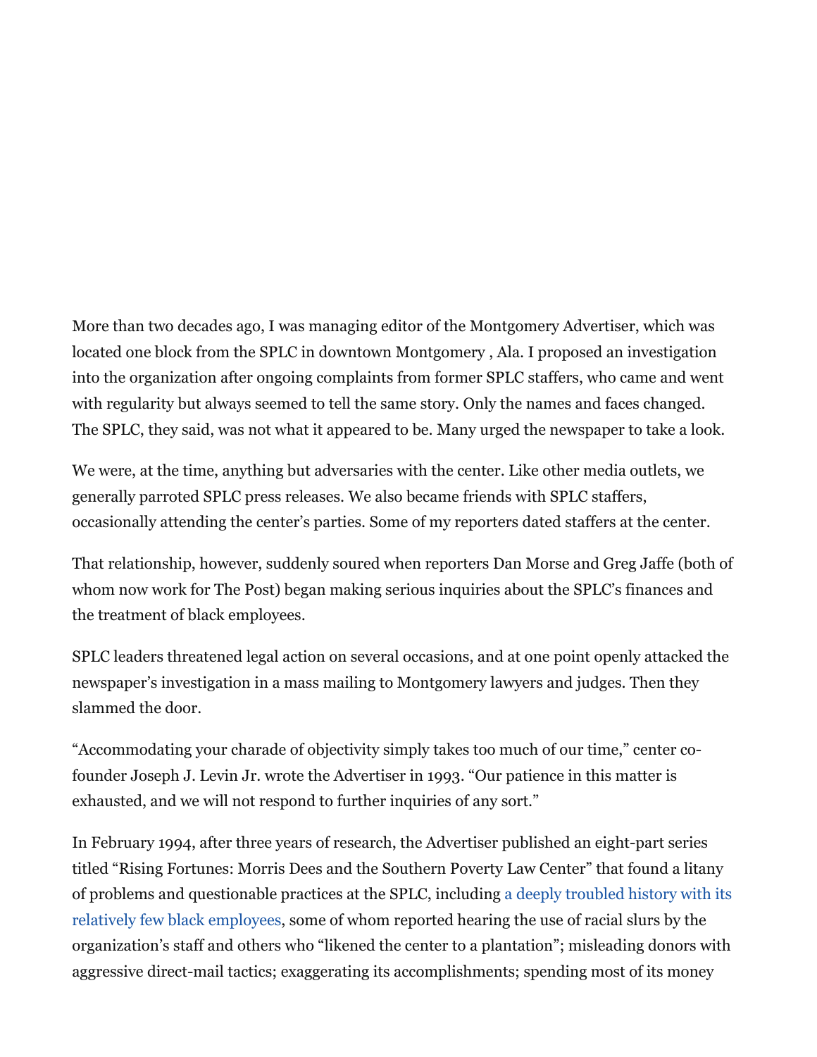More than two decades ago, I was managing editor of the Montgomery Advertiser, which was located one block from the SPLC in downtown Montgomery , Ala. I proposed an investigation into the organization after ongoing complaints from former SPLC staffers, who came and went with regularity but always seemed to tell the same story. Only the names and faces changed. The SPLC, they said, was not what it appeared to be. Many urged the newspaper to take a look.

We were, at the time, anything but adversaries with the center. Like other media outlets, we generally parroted SPLC press releases. We also became friends with SPLC staffers, occasionally attending the center's parties. Some of my reporters dated staffers at the center.

That relationship, however, suddenly soured when reporters Dan Morse and Greg Jaffe (both of whom now work for The Post) began making serious inquiries about the SPLC's finances and the treatment of black employees.

SPLC leaders threatened legal action on several occasions, and at one point openly attacked the newspaper's investigation in a mass mailing to Montgomery lawyers and judges. Then they slammed the door.

"Accommodating your charade of objectivity simply takes too much of our time," center co-founder Joseph J. Levin Jr. wrote the Advertiser in 1993. "Our patience in this matter is exhausted, and we will not respond to further inquiries of any sort."

In February 1994, after three years of research, the Advertiser published an eight-part series titled "Rising Fortunes: Morris Dees and the Southern Poverty Law Center" that found a litany of problems and questionable practices at the SPLC, including a deeply troubled history with its relatively few black employees, some of whom reported hearing the use of racial slurs by the organization's staff and others who "likened the center to a plantation"; misleading donors with aggressive direct-mail tactics; exaggerating its accomplishments; spending most of its money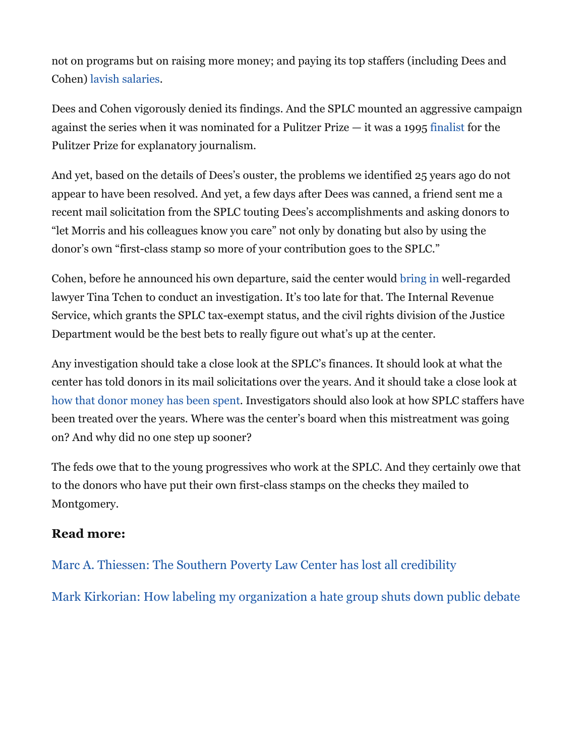not on programs but on raising more money; and paying its top staffers (including Dees and Cohen) lavish salaries.

Dees and Cohen vigorously denied its findings. And the SPLC mounted an aggressive campaign against the series when it was nominated for a Pulitzer Prize — it was a 1995 finalist for the Pulitzer Prize for explanatory journalism.

And yet, based on the details of Dees's ouster, the problems we identified 25 years ago do not appear to have been resolved. And yet, a few days after Dees was canned, a friend sent me a recent mail solicitation from the SPLC touting Dees's accomplishments and asking donors to "let Morris and his colleagues know you care" not only by donating but also by using the donor's own "first-class stamp so more of your contribution goes to the SPLC."

Cohen, before he announced his own departure, said the center would bring in well-regarded lawyer Tina Tchen to conduct an investigation. It's too late for that. The Internal Revenue Service, which grants the SPLC tax-exempt status, and the civil rights division of the Justice Department would be the best bets to really figure out what's up at the center.

Any investigation should take a close look at the SPLC's finances. It should look at what the center has told donors in its mail solicitations over the years. And it should take a close look at how that donor money has been spent. Investigators should also look at how SPLC staffers have been treated over the years. Where was the center's board when this mistreatment was going on? And why did no one step up sooner?

The feds owe that to the young progressives who work at the SPLC. And they certainly owe that to the donors who have put their own first-class stamps on the checks they mailed to Montgomery.

**Read more:**

Marc A. Thiessen: The Southern Poverty Law Center has lost all credibility

Mark Kirkorian: How labeling my organization a hate group shuts down public debate